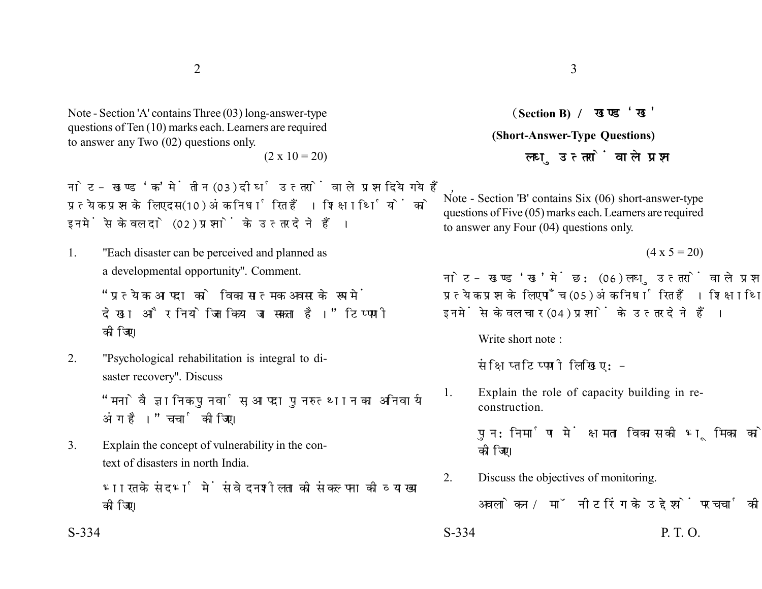Note - Section 'A' contains Three (03) long-answer-type questions of Ten (10) marks each. Learners are required to answer any Two (02) questions only.

(2 x 10 = 20)

नोट - खण्ड 'क' में तीन (03) दीर्घ उत्तरों वाले प्रश्न दिये गये हैं, प्रत्येक प्रश्न के लिए दस (10) अंक निर्धारित हैं। शिक्षार्थियों को इनमें से केवल दो (02) प्रश्नों के उत्तर देने हैं।

1. "Each disaster can be perceived and planned as a developmental opportunity". Comment.

   "प्रत्येक आपदा को विकासात्मक अवसर के रूप में देखा और नियोजित किया जा सकता है।" टिप्पणी कीजिए।

2. "Psychological rehabilitation is integral to disaster recovery". Discuss

   "मनोवैज्ञानिक पुनर्वास आपदा पुनरुत्थान का अनिवार्य अंग है।" चर्चा कीजिए।

3. Explain the concept of vulnerability in the context of disasters in north India.

   भारत के संदर्भ में संवेदनशीलता की संकल्पना की व्याख्या कीजिए।

## (Section B) / खण्ड 'ख'

### (Short-Answer-Type Questions)

### लघु उत्तरों वाले प्रश्न

Note - Section 'B' contains Six (06) short-answer-type questions of Five (05) marks each. Learners are required to answer any Four (04) questions only.

(4 x 5 = 20)

नोट - खण्ड 'ख' में छः (06) लघु उत्तरों वाले प्रश्न प्रत्येक प्रश्न के लिए पाँच (05) अंक निर्धारित हैं। शिक्षार्थि इनमें से केवल चार (04) प्रश्नों के उत्तर देने हैं।

Write short note :

संक्षिप्त टिप्पणी लिखिए :-

1. Explain the role of capacity building in reconstruction.

   पुनः निर्माण में क्षमता विकास की भूमिका को कीजिए।

2. Discuss the objectives of monitoring.

   अवलोकन / मॉनीटरिंग के उद्देश्यों पर चर्चा की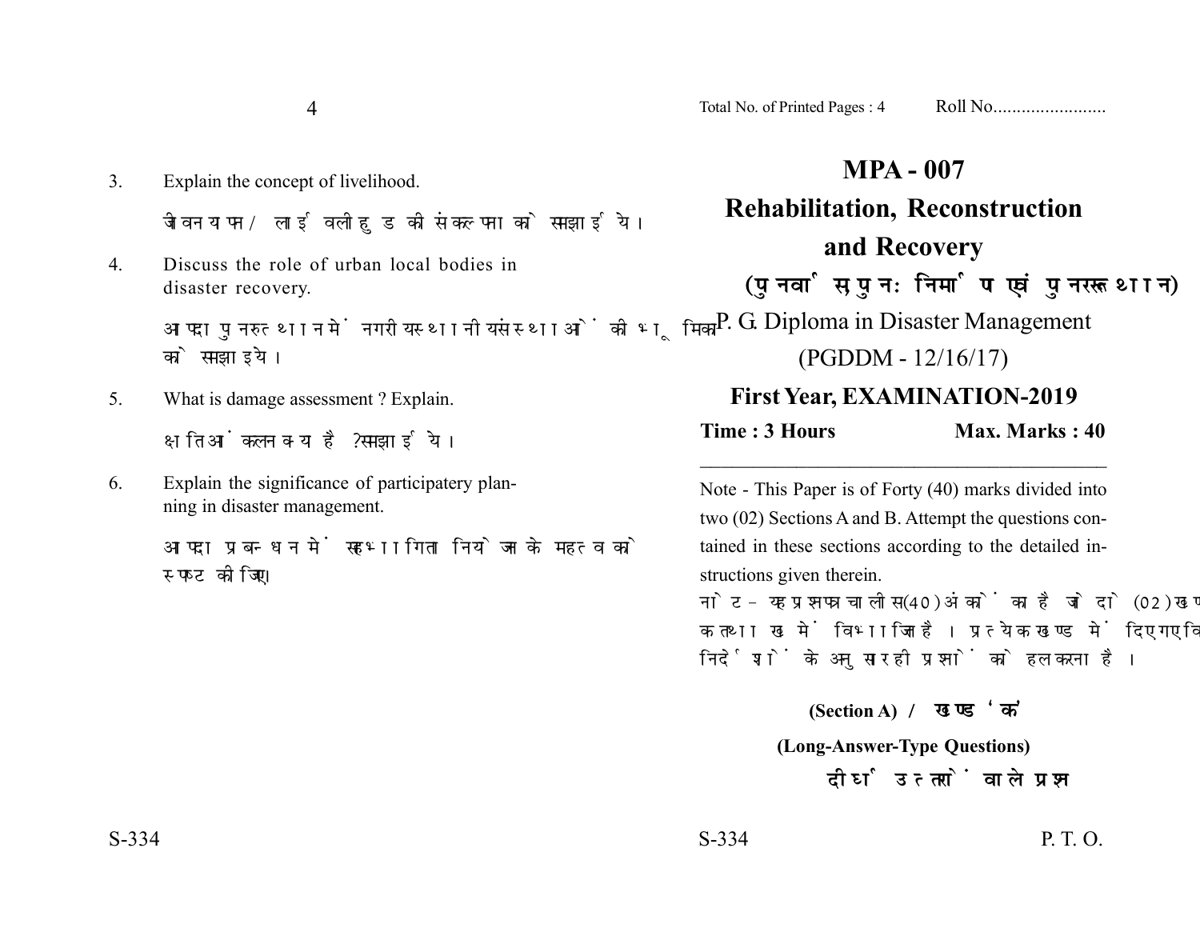3. Explain the concept of livelihood.

   जीवनयापन / लाईवलीहुड की संकल्पना को समझाईये।

4. Discuss the role of urban local bodies in disaster recovery.

   आपदा पुनरुत्थान में नगरीय स्थानीय संस्थाओं की भूमिका को समझाइये।

5. What is damage assessment ? Explain.

   क्षति आंकलन क्या है ? समझाईये।

6. Explain the significance of participatery planning in disaster management.

   आपदा प्रबन्धन में सहभागिता नियोजन के महत्व को स्पष्ट कीजिए।

# MPA - 007

## Rehabilitation, Reconstruction and Recovery

## (पुनर्वास, पुनः निर्माण एवं पुनरुत्थान)

P. G. Diploma in Disaster Management

(PGDDM - 12/16/17)

**First Year, EXAMINATION-2019**

**Time : 3 Hours** **Max. Marks : 40**

Note - This Paper is of Forty (40) marks divided into two (02) Sections A and B. Attempt the questions contained in these sections according to the detailed instructions given therein.

नोट - यह प्रश्नपत्र चालीस (40) अंकों का है जो दो (02) खण्डों, क तथा ख में विभाजित है। प्रत्येक खण्ड में दिए गए विस्तृत निर्देशों के अनुसार ही प्रश्नों को हल करना है।

**(Section A) / खण्ड 'क'**

**(Long-Answer-Type Questions)**

**दीर्घ उत्तरों वाले प्रश्न**